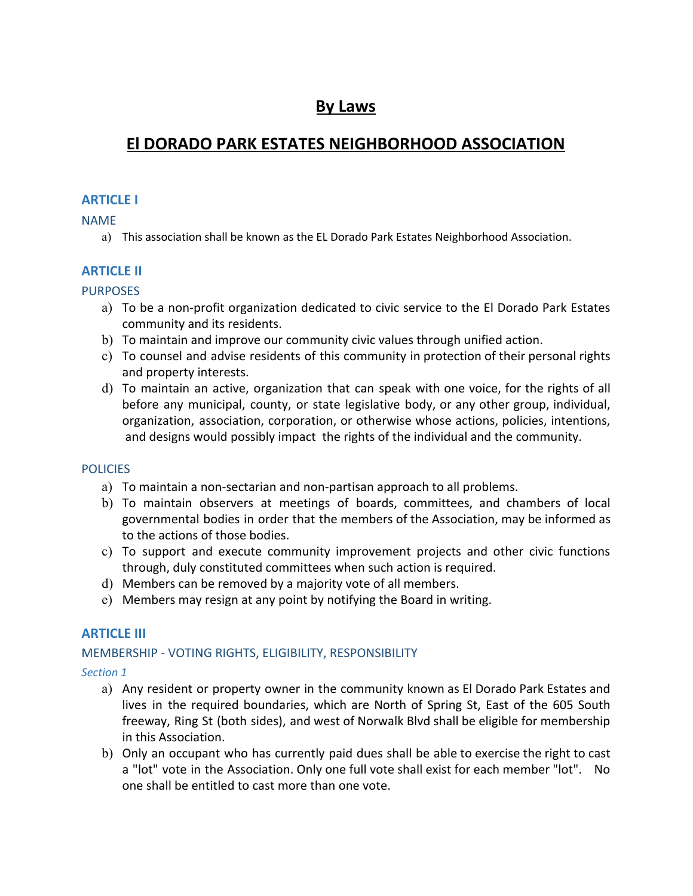# By Laws

# El DORADO PARK ESTATES NEIGHBORHOOD ASSOCIATION

## ARTICLE I

### NAME

a) This association shall be known as the EL Dorado Park Estates Neighborhood Association.

## ARTICLE II

### PURPOSES

a) To be a non-profit organization dedicated to civic service to the El Dorado Park Estates community and its residents.
b) To maintain and improve our community civic values through unified action.
c) To counsel and advise residents of this community in protection of their personal rights and property interests.
d) To maintain an active, organization that can speak with one voice, for the rights of all before any municipal, county, or state legislative body, or any other group, individual, organization, association, corporation, or otherwise whose actions, policies, intentions, and designs would possibly impact the rights of the individual and the community.

### POLICIES

a) To maintain a non-sectarian and non-partisan approach to all problems.
b) To maintain observers at meetings of boards, committees, and chambers of local governmental bodies in order that the members of the Association, may be informed as to the actions of those bodies.
c) To support and execute community improvement projects and other civic functions through, duly constituted committees when such action is required.
d) Members can be removed by a majority vote of all members.
e) Members may resign at any point by notifying the Board in writing.

## ARTICLE III

### MEMBERSHIP - VOTING RIGHTS, ELIGIBILITY, RESPONSIBILITY

*Section 1*

a) Any resident or property owner in the community known as El Dorado Park Estates and lives in the required boundaries, which are North of Spring St, East of the 605 South freeway, Ring St (both sides), and west of Norwalk Blvd shall be eligible for membership in this Association.
b) Only an occupant who has currently paid dues shall be able to exercise the right to cast a "lot" vote in the Association. Only one full vote shall exist for each member "lot". No one shall be entitled to cast more than one vote.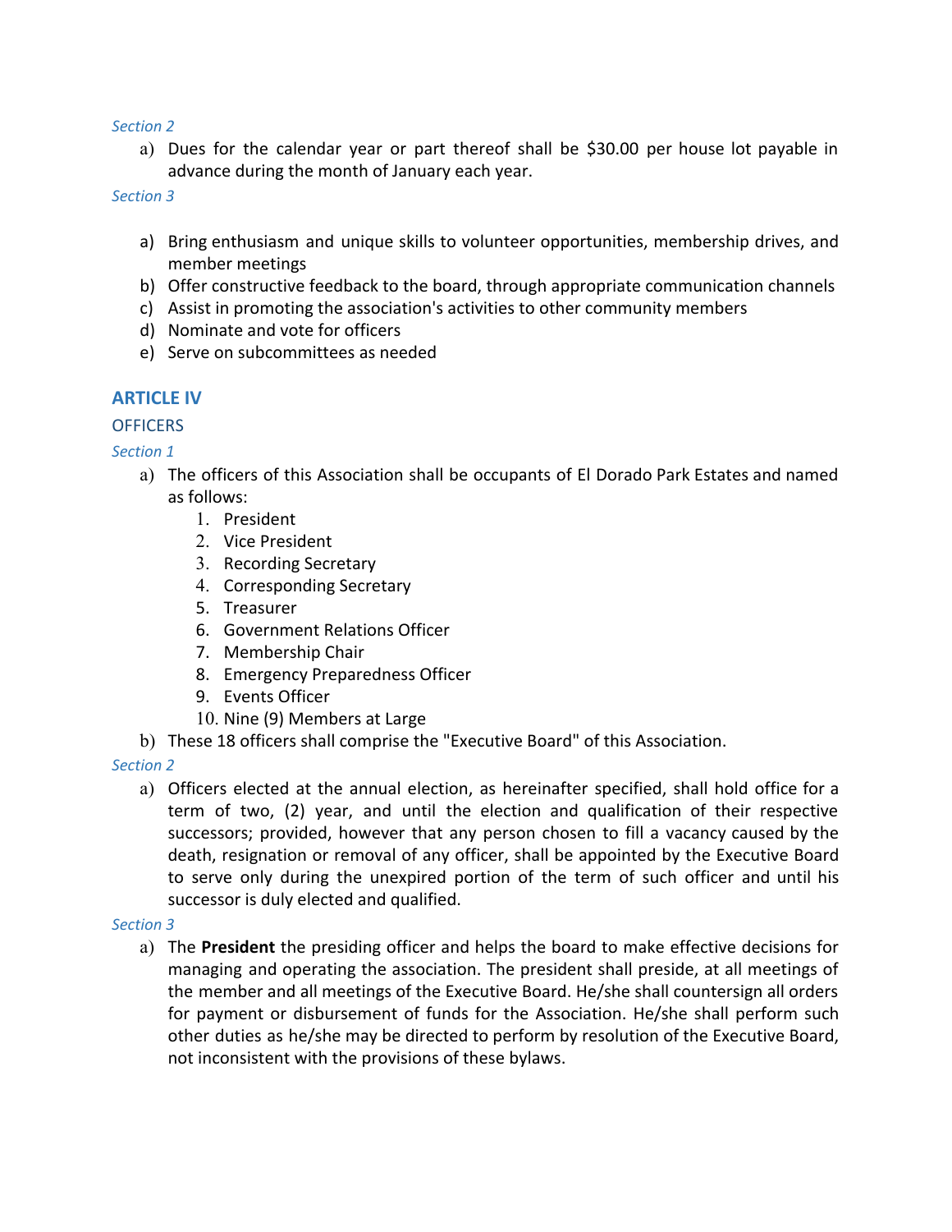*Section 2*

a) Dues for the calendar year or part thereof shall be $30.00 per house lot payable in advance during the month of January each year.

*Section 3*

a) Bring enthusiasm and unique skills to volunteer opportunities, membership drives, and member meetings
b) Offer constructive feedback to the board, through appropriate communication channels
c) Assist in promoting the association's activities to other community members
d) Nominate and vote for officers
e) Serve on subcommittees as needed

## ARTICLE IV

### OFFICERS

*Section 1*

a) The officers of this Association shall be occupants of El Dorado Park Estates and named as follows:
   1. President
   2. Vice President
   3. Recording Secretary
   4. Corresponding Secretary
   5. Treasurer
   6. Government Relations Officer
   7. Membership Chair
   8. Emergency Preparedness Officer
   9. Events Officer
   10. Nine (9) Members at Large
b) These 18 officers shall comprise the "Executive Board" of this Association.

*Section 2*

a) Officers elected at the annual election, as hereinafter specified, shall hold office for a term of two, (2) year, and until the election and qualification of their respective successors; provided, however that any person chosen to fill a vacancy caused by the death, resignation or removal of any officer, shall be appointed by the Executive Board to serve only during the unexpired portion of the term of such officer and until his successor is duly elected and qualified.

*Section 3*

a) The **President** the presiding officer and helps the board to make effective decisions for managing and operating the association. The president shall preside, at all meetings of the member and all meetings of the Executive Board. He/she shall countersign all orders for payment or disbursement of funds for the Association. He/she shall perform such other duties as he/she may be directed to perform by resolution of the Executive Board, not inconsistent with the provisions of these bylaws.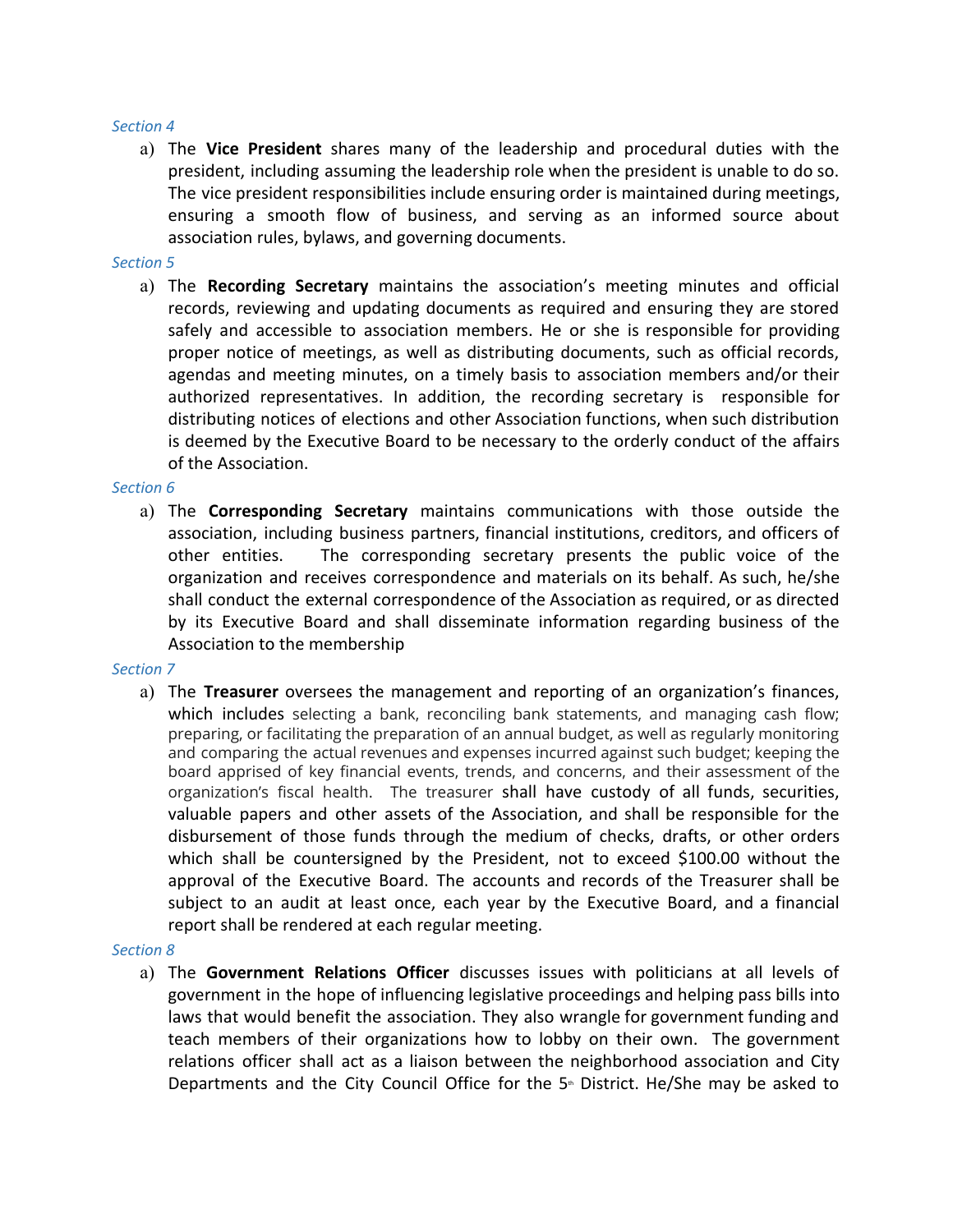*Section 4*

a) The **Vice President** shares many of the leadership and procedural duties with the president, including assuming the leadership role when the president is unable to do so. The vice president responsibilities include ensuring order is maintained during meetings, ensuring a smooth flow of business, and serving as an informed source about association rules, bylaws, and governing documents.

*Section 5*

a) The **Recording Secretary** maintains the association's meeting minutes and official records, reviewing and updating documents as required and ensuring they are stored safely and accessible to association members. He or she is responsible for providing proper notice of meetings, as well as distributing documents, such as official records, agendas and meeting minutes, on a timely basis to association members and/or their authorized representatives. In addition, the recording secretary is responsible for distributing notices of elections and other Association functions, when such distribution is deemed by the Executive Board to be necessary to the orderly conduct of the affairs of the Association.

*Section 6*

a) The **Corresponding Secretary** maintains communications with those outside the association, including business partners, financial institutions, creditors, and officers of other entities. The corresponding secretary presents the public voice of the organization and receives correspondence and materials on its behalf. As such, he/she shall conduct the external correspondence of the Association as required, or as directed by its Executive Board and shall disseminate information regarding business of the Association to the membership

*Section 7*

a) The **Treasurer** oversees the management and reporting of an organization's finances, which includes selecting a bank, reconciling bank statements, and managing cash flow; preparing, or facilitating the preparation of an annual budget, as well as regularly monitoring and comparing the actual revenues and expenses incurred against such budget; keeping the board apprised of key financial events, trends, and concerns, and their assessment of the organization's fiscal health. The treasurer shall have custody of all funds, securities, valuable papers and other assets of the Association, and shall be responsible for the disbursement of those funds through the medium of checks, drafts, or other orders which shall be countersigned by the President, not to exceed $100.00 without the approval of the Executive Board. The accounts and records of the Treasurer shall be subject to an audit at least once, each year by the Executive Board, and a financial report shall be rendered at each regular meeting.

*Section 8*

a) The **Government Relations Officer** discusses issues with politicians at all levels of government in the hope of influencing legislative proceedings and helping pass bills into laws that would benefit the association. They also wrangle for government funding and teach members of their organizations how to lobby on their own. The government relations officer shall act as a liaison between the neighborhood association and City Departments and the City Council Office for the 5th District. He/She may be asked to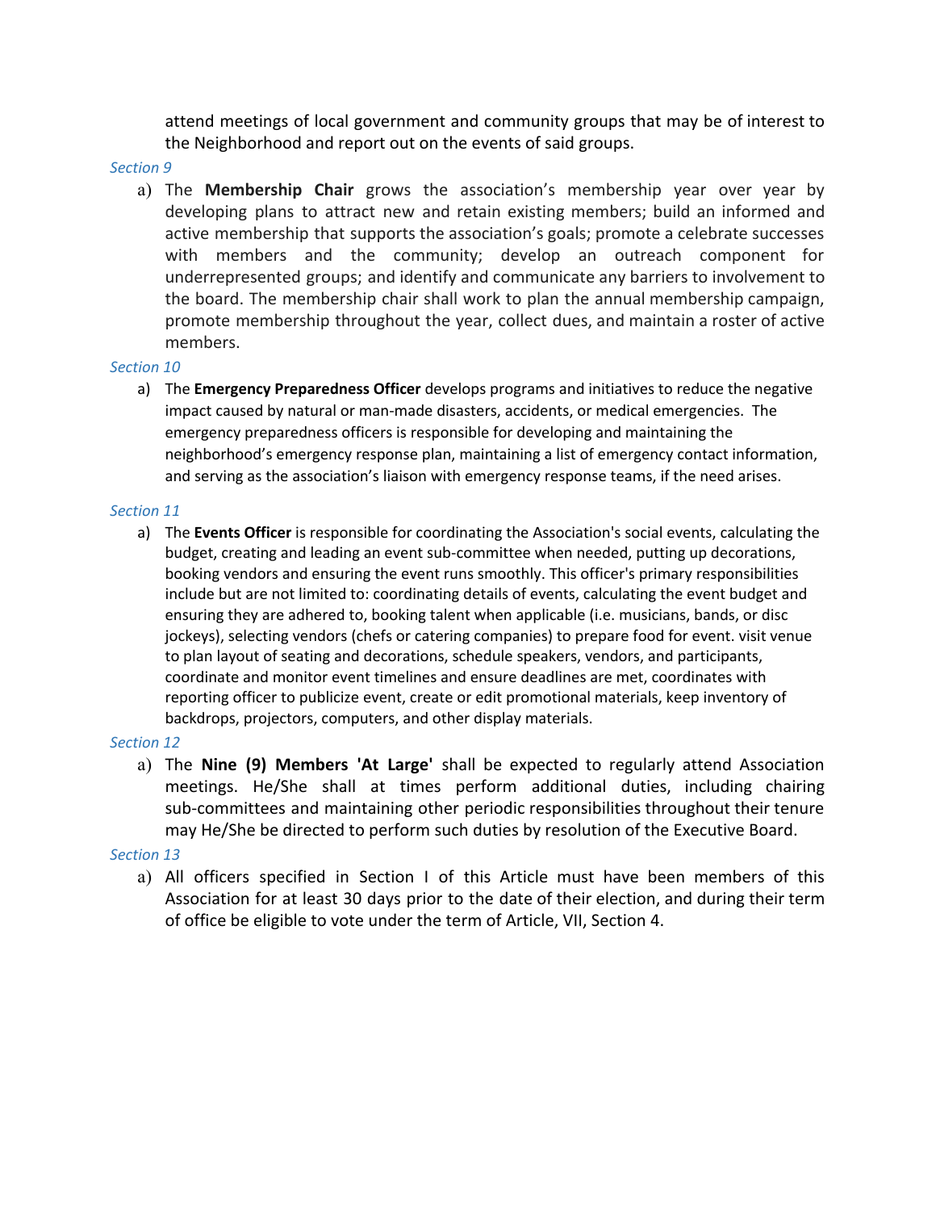attend meetings of local government and community groups that may be of interest to the Neighborhood and report out on the events of said groups.

*Section 9*

a) The **Membership Chair** grows the association's membership year over year by developing plans to attract new and retain existing members; build an informed and active membership that supports the association's goals; promote a celebrate successes with members and the community; develop an outreach component for underrepresented groups; and identify and communicate any barriers to involvement to the board. The membership chair shall work to plan the annual membership campaign, promote membership throughout the year, collect dues, and maintain a roster of active members.

*Section 10*

a) The **Emergency Preparedness Officer** develops programs and initiatives to reduce the negative impact caused by natural or man-made disasters, accidents, or medical emergencies. The emergency preparedness officers is responsible for developing and maintaining the neighborhood's emergency response plan, maintaining a list of emergency contact information, and serving as the association's liaison with emergency response teams, if the need arises.

*Section 11*

a) The **Events Officer** is responsible for coordinating the Association's social events, calculating the budget, creating and leading an event sub-committee when needed, putting up decorations, booking vendors and ensuring the event runs smoothly. This officer's primary responsibilities include but are not limited to: coordinating details of events, calculating the event budget and ensuring they are adhered to, booking talent when applicable (i.e. musicians, bands, or disc jockeys), selecting vendors (chefs or catering companies) to prepare food for event. visit venue to plan layout of seating and decorations, schedule speakers, vendors, and participants, coordinate and monitor event timelines and ensure deadlines are met, coordinates with reporting officer to publicize event, create or edit promotional materials, keep inventory of backdrops, projectors, computers, and other display materials.

*Section 12*

a) The **Nine (9) Members 'At Large'** shall be expected to regularly attend Association meetings. He/She shall at times perform additional duties, including chairing sub-committees and maintaining other periodic responsibilities throughout their tenure may He/She be directed to perform such duties by resolution of the Executive Board.

*Section 13*

a) All officers specified in Section I of this Article must have been members of this Association for at least 30 days prior to the date of their election, and during their term of office be eligible to vote under the term of Article, VII, Section 4.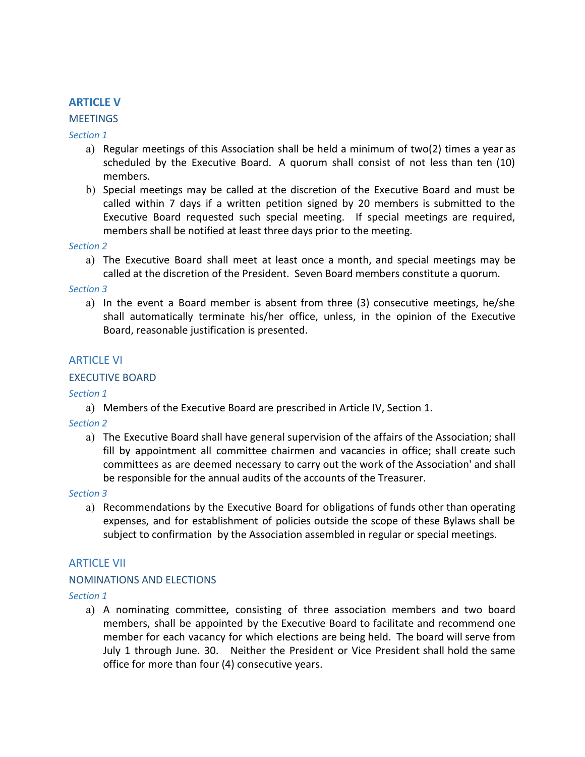## ARTICLE V

### MEETINGS

*Section 1*

a) Regular meetings of this Association shall be held a minimum of two(2) times a year as scheduled by the Executive Board. A quorum shall consist of not less than ten (10) members.

b) Special meetings may be called at the discretion of the Executive Board and must be called within 7 days if a written petition signed by 20 members is submitted to the Executive Board requested such special meeting. If special meetings are required, members shall be notified at least three days prior to the meeting.

*Section 2*

a) The Executive Board shall meet at least once a month, and special meetings may be called at the discretion of the President. Seven Board members constitute a quorum.

*Section 3*

a) In the event a Board member is absent from three (3) consecutive meetings, he/she shall automatically terminate his/her office, unless, in the opinion of the Executive Board, reasonable justification is presented.

## ARTICLE VI

### EXECUTIVE BOARD

*Section 1*

a) Members of the Executive Board are prescribed in Article IV, Section 1.

*Section 2*

a) The Executive Board shall have general supervision of the affairs of the Association; shall fill by appointment all committee chairmen and vacancies in office; shall create such committees as are deemed necessary to carry out the work of the Association' and shall be responsible for the annual audits of the accounts of the Treasurer.

*Section 3*

a) Recommendations by the Executive Board for obligations of funds other than operating expenses, and for establishment of policies outside the scope of these Bylaws shall be subject to confirmation by the Association assembled in regular or special meetings.

## ARTICLE VII

### NOMINATIONS AND ELECTIONS

*Section 1*

a) A nominating committee, consisting of three association members and two board members, shall be appointed by the Executive Board to facilitate and recommend one member for each vacancy for which elections are being held. The board will serve from July 1 through June. 30. Neither the President or Vice President shall hold the same office for more than four (4) consecutive years.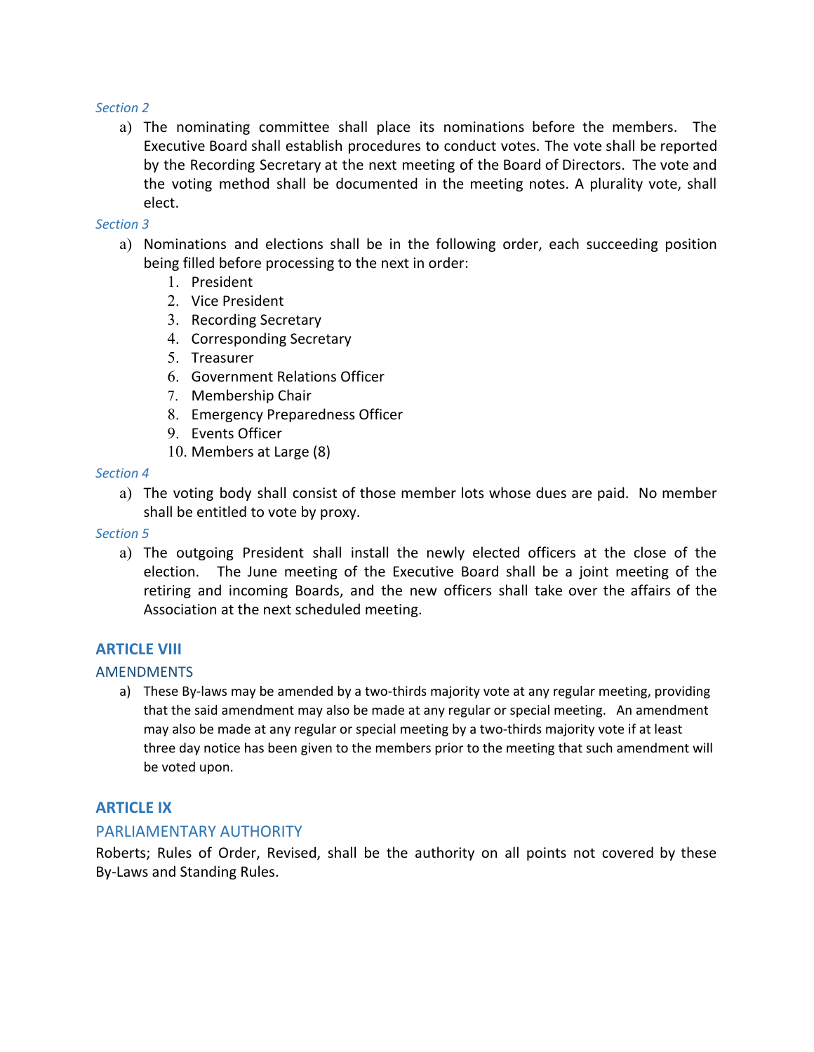*Section 2*

a) The nominating committee shall place its nominations before the members. The Executive Board shall establish procedures to conduct votes. The vote shall be reported by the Recording Secretary at the next meeting of the Board of Directors. The vote and the voting method shall be documented in the meeting notes. A plurality vote, shall elect.

*Section 3*

a) Nominations and elections shall be in the following order, each succeeding position being filled before processing to the next in order:
   1. President
   2. Vice President
   3. Recording Secretary
   4. Corresponding Secretary
   5. Treasurer
   6. Government Relations Officer
   7. Membership Chair
   8. Emergency Preparedness Officer
   9. Events Officer
   10. Members at Large (8)

*Section 4*

a) The voting body shall consist of those member lots whose dues are paid. No member shall be entitled to vote by proxy.

*Section 5*

a) The outgoing President shall install the newly elected officers at the close of the election. The June meeting of the Executive Board shall be a joint meeting of the retiring and incoming Boards, and the new officers shall take over the affairs of the Association at the next scheduled meeting.

## ARTICLE VIII

### AMENDMENTS

a) These By-laws may be amended by a two-thirds majority vote at any regular meeting, providing that the said amendment may also be made at any regular or special meeting. An amendment may also be made at any regular or special meeting by a two-thirds majority vote if at least three day notice has been given to the members prior to the meeting that such amendment will be voted upon.

## ARTICLE IX

### PARLIAMENTARY AUTHORITY

Roberts; Rules of Order, Revised, shall be the authority on all points not covered by these By-Laws and Standing Rules.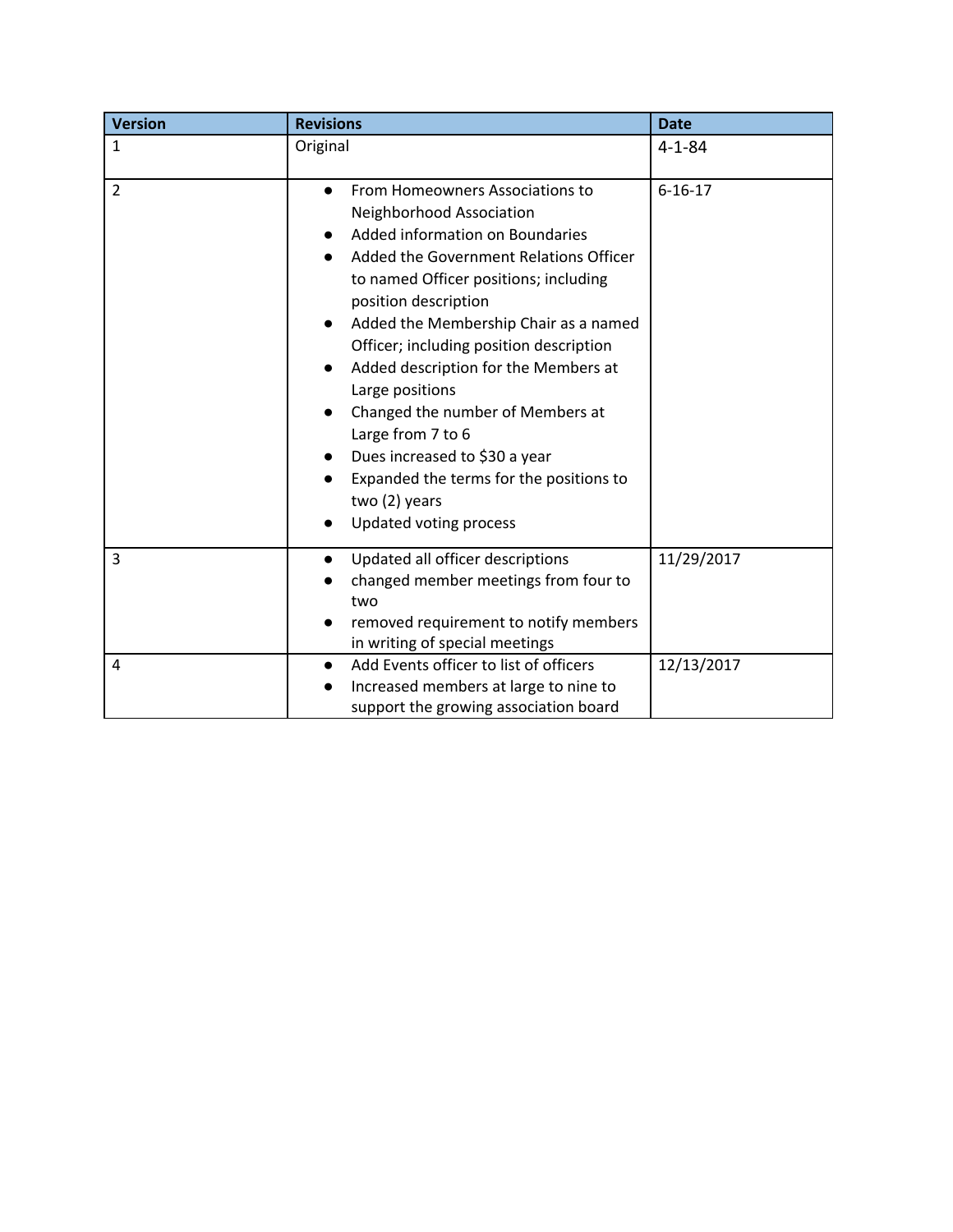| Version | Revisions | Date |
|---|---|---|
| 1 | Original | 4-1-84 |
| 2 | • From Homeowners Associations to Neighborhood Association<br>• Added information on Boundaries<br>• Added the Government Relations Officer to named Officer positions; including position description<br>• Added the Membership Chair as a named Officer; including position description<br>• Added description for the Members at Large positions<br>• Changed the number of Members at Large from 7 to 6<br>• Dues increased to $30 a year<br>• Expanded the terms for the positions to two (2) years<br>• Updated voting process | 6-16-17 |
| 3 | • Updated all officer descriptions<br>• changed member meetings from four to two<br>• removed requirement to notify members in writing of special meetings | 11/29/2017 |
| 4 | • Add Events officer to list of officers<br>• Increased members at large to nine to support the growing association board | 12/13/2017 |